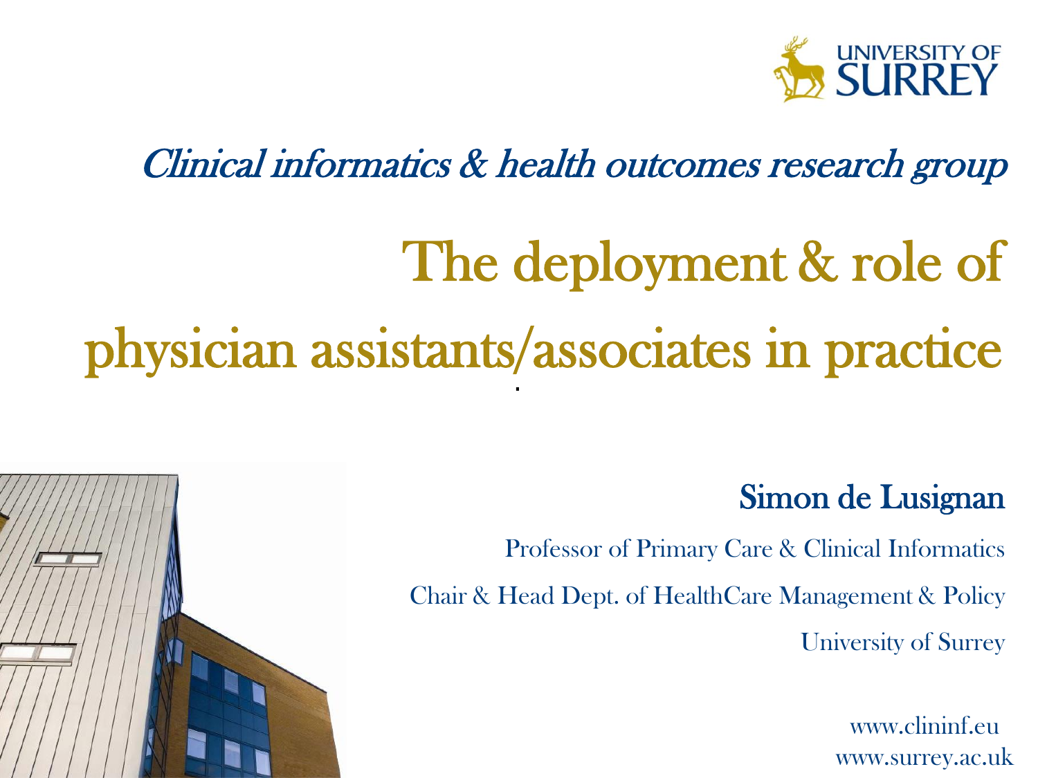UNIVERSITY OF SURREY

*Clinical informatics & health outcomes research group*

# The deployment & role of physician assistants/associates in practice

**Simon de Lusignan**

Professor of Primary Care & Clinical Informatics

Chair & Head Dept. of HealthCare Management & Policy

University of Surrey

www.clininf.eu
www.surrey.ac.uk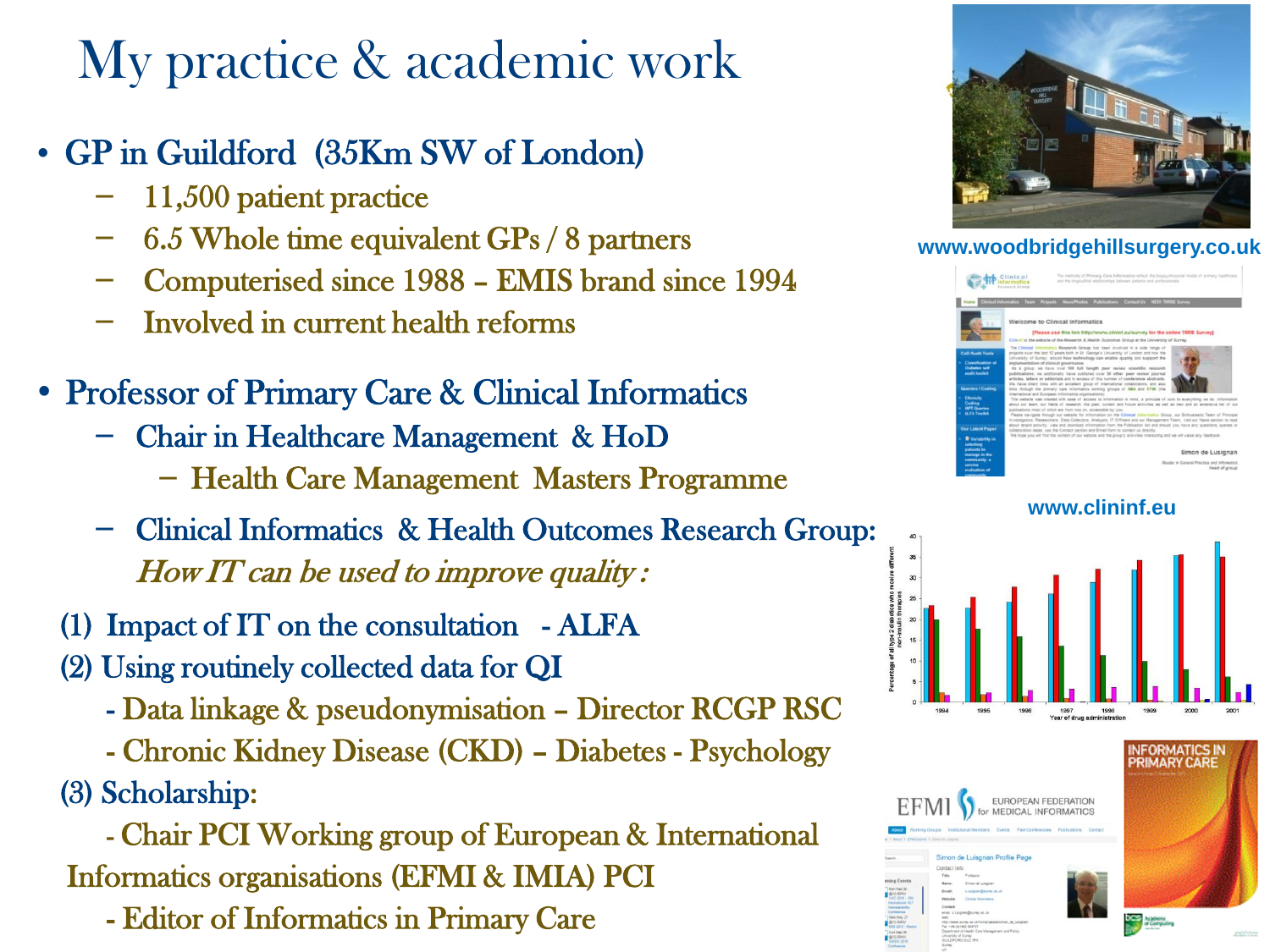# My practice & academic work

- GP in Guildford (35Km SW of London)
  - 11,500 patient practice
  - 6.5 Whole time equivalent GPs / 8 partners
  - Computerised since 1988 – EMIS brand since 1994
  - Involved in current health reforms
- Professor of Primary Care & Clinical Informatics
  - Chair in Healthcare Management & HoD
    - Health Care Management Masters Programme
  - Clinical Informatics & Health Outcomes Research Group: *How IT can be used to improve quality :*

(1) Impact of IT on the consultation - ALFA

(2) Using routinely collected data for QI

- Data linkage & pseudonymisation – Director RCGP RSC
- Chronic Kidney Disease (CKD) – Diabetes - Psychology

(3) Scholarship:

- Chair PCI Working group of European & International Informatics organisations (EFMI & IMIA) PCI
- Editor of Informatics in Primary Care

www.woodbridgehillsurgery.co.uk

www.clininf.eu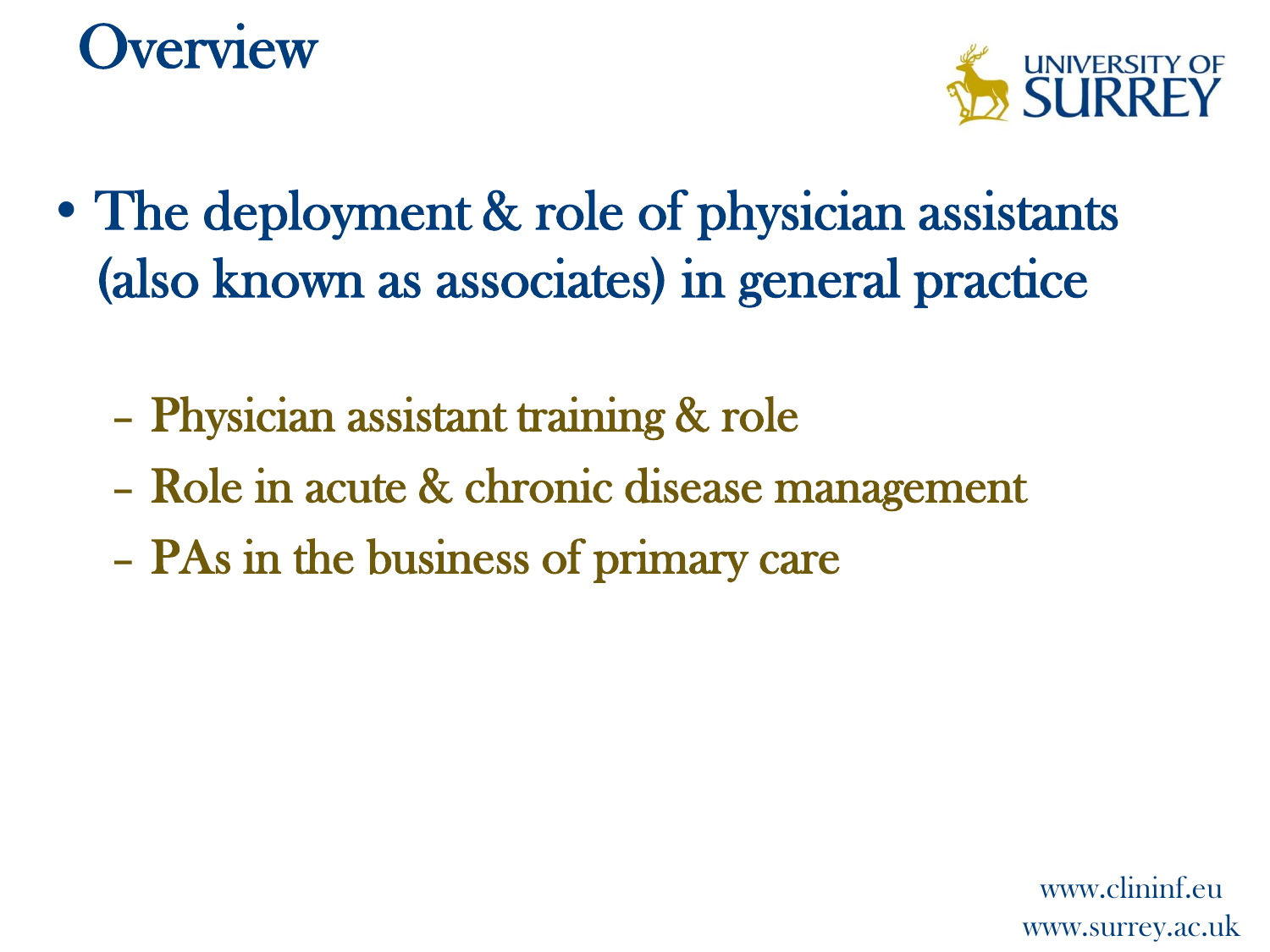# Overview

- The deployment & role of physician assistants (also known as associates) in general practice
  - Physician assistant training & role
  - Role in acute & chronic disease management
  - PAs in the business of primary care

www.clininf.eu
www.surrey.ac.uk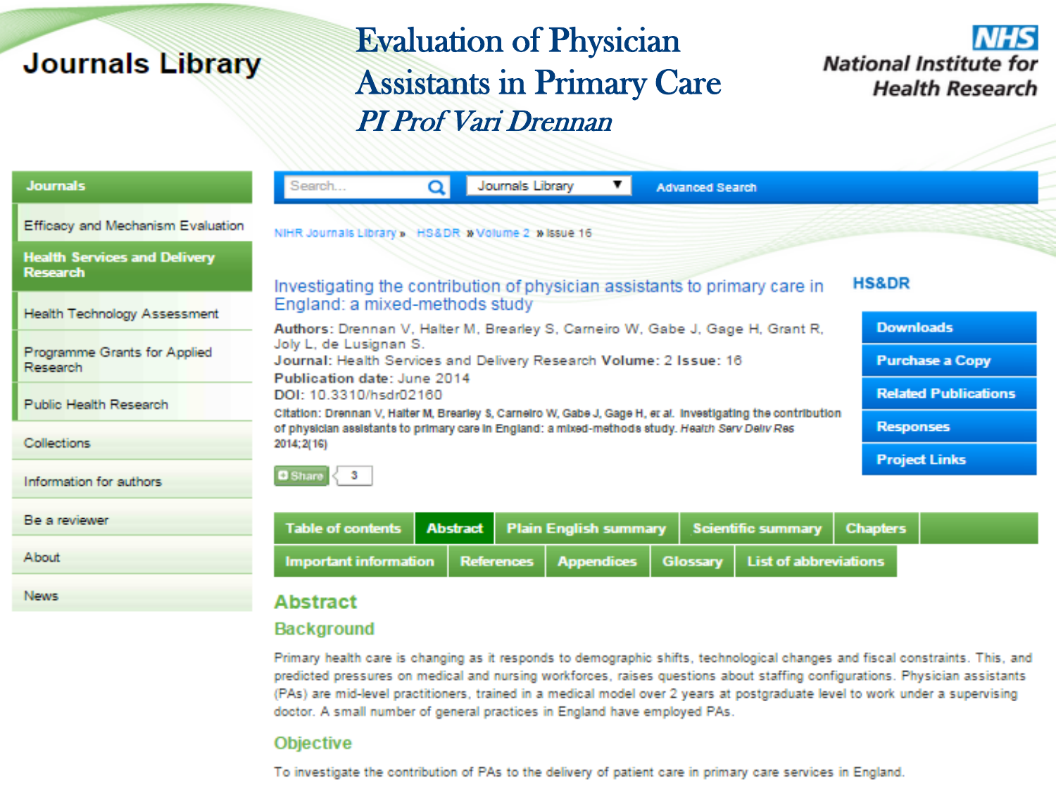# Evaluation of Physician Assistants in Primary Care

*PI Prof Vari Drennan*

Journals Library

NHS National Institute for Health Research

- Journals
- Efficacy and Mechanism Evaluation
- Health Services and Delivery Research
- Health Technology Assessment
- Programme Grants for Applied Research
- Public Health Research
- Collections
- Information for authors
- Be a reviewer
- About
- News

Search... | Journals Library | Advanced Search

NIHR Journals Library » HS&DR » Volume 2 » Issue 16

## Investigating the contribution of physician assistants to primary care in England: a mixed-methods study

HS&DR

**Authors:** Drennan V, Halter M, Brearley S, Carneiro W, Gabe J, Gage H, Grant R, Joly L, de Lusignan S.
**Journal:** Health Services and Delivery Research **Volume:** 2 **Issue:** 16
**Publication date:** June 2014
**DOI:** 10.3310/hsdr02160

Citation: Drennan V, Halter M, Brearley S, Carneiro W, Gabe J, Gage H, *et al.* Investigating the contribution of physician assistants to primary care in England: a mixed-methods study. *Health Serv Deliv Res* 2014;2(16)

Share 3

- Downloads
- Purchase a Copy
- Related Publications
- Responses
- Project Links

Table of contents | Abstract | Plain English summary | Scientific summary | Chapters | Important information | References | Appendices | Glossary | List of abbreviations

## Abstract

### Background

Primary health care is changing as it responds to demographic shifts, technological changes and fiscal constraints. This, and predicted pressures on medical and nursing workforces, raises questions about staffing configurations. Physician assistants (PAs) are mid-level practitioners, trained in a medical model over 2 years at postgraduate level to work under a supervising doctor. A small number of general practices in England have employed PAs.

### Objective

To investigate the contribution of PAs to the delivery of patient care in primary care services in England.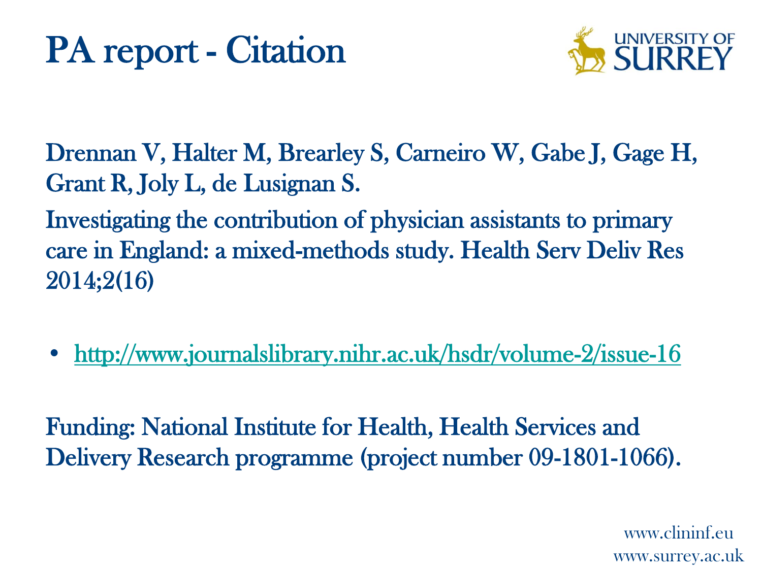# PA report - Citation

Drennan V, Halter M, Brearley S, Carneiro W, Gabe J, Gage H, Grant R, Joly L, de Lusignan S.

Investigating the contribution of physician assistants to primary care in England: a mixed-methods study. Health Serv Deliv Res 2014;2(16)

- http://www.journalslibrary.nihr.ac.uk/hsdr/volume-2/issue-16

Funding: National Institute for Health, Health Services and Delivery Research programme (project number 09-1801-1066).

www.clininf.eu
www.surrey.ac.uk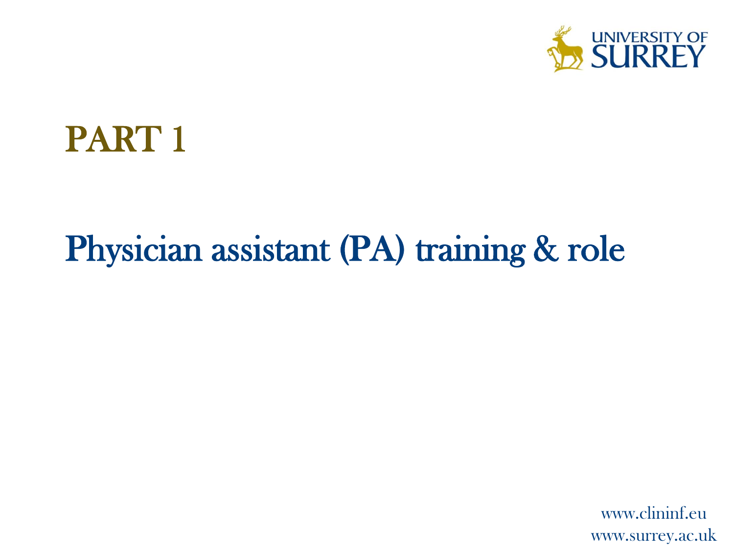# PART 1

## Physician assistant (PA) training & role

www.clininf.eu
www.surrey.ac.uk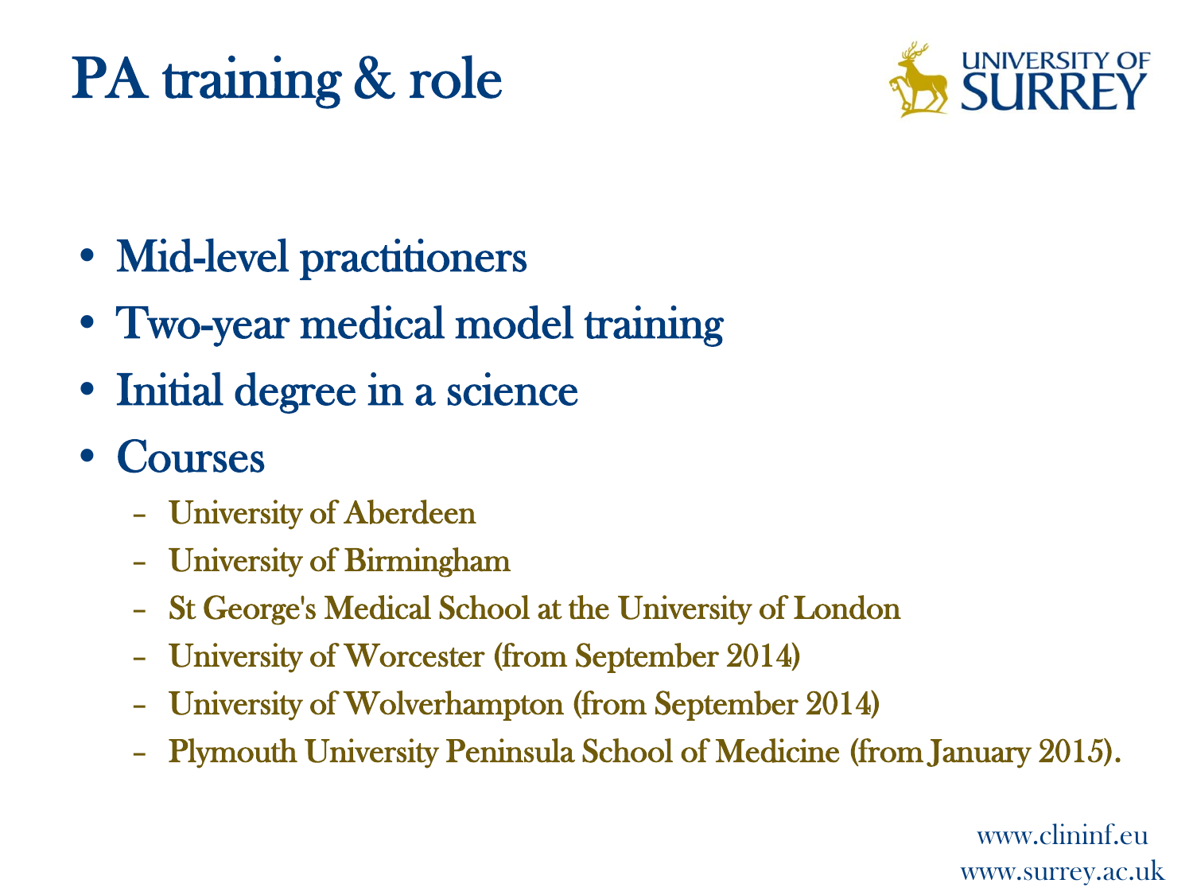# PA training & role

- Mid-level practitioners
- Two-year medical model training
- Initial degree in a science
- Courses
  - University of Aberdeen
  - University of Birmingham
  - St George's Medical School at the University of London
  - University of Worcester (from September 2014)
  - University of Wolverhampton (from September 2014)
  - Plymouth University Peninsula School of Medicine (from January 2015).

www.clininf.eu
www.surrey.ac.uk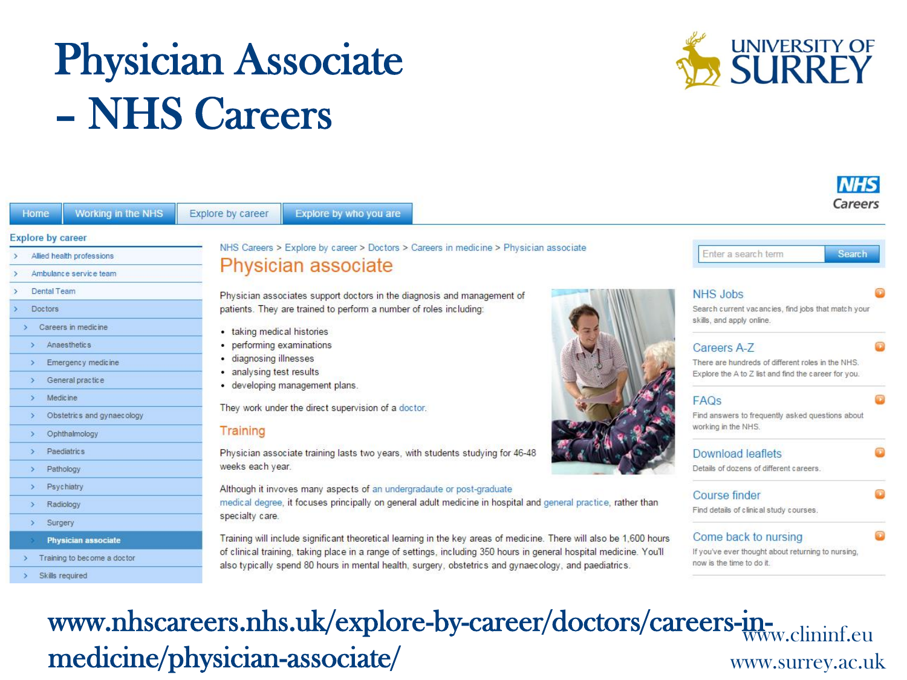# Physician Associate – NHS Careers

Home | Working in the NHS | Explore by career | Explore by who you are

NHS Careers

**Explore by career**

- Allied health professions
- Ambulance service team
- Dental Team
- Doctors
  - Careers in medicine
    - Anaesthetics
    - Emergency medicine
    - General practice
    - Medicine
    - Obstetrics and gynaecology
    - Ophthalmology
    - Paediatrics
    - Pathology
    - Psychiatry
    - Radiology
    - Surgery
    - **Physician associate**
  - Training to become a doctor
  - Skills required

NHS Careers > Explore by career > Doctors > Careers in medicine > Physician associate

## Physician associate

Physician associates support doctors in the diagnosis and management of patients. They are trained to perform a number of roles including:

- taking medical histories
- performing examinations
- diagnosing illnesses
- analysing test results
- developing management plans.

They work under the direct supervision of a doctor.

### Training

Physician associate training lasts two years, with students studying for 46-48 weeks each year.

Although it invoves many aspects of an undergradaute or post-graduate medical degree, it focuses principally on general adult medicine in hospital and general practice, rather than specialty care.

Training will include significant theoretical learning in the key areas of medicine. There will also be 1,600 hours of clinical training, taking place in a range of settings, including 350 hours in general hospital medicine. You'll also typically spend 80 hours in mental health, surgery, obstetrics and gynaecology, and paediatrics.

Enter a search term | Search

**NHS Jobs**
Search current vacancies, find jobs that match your skills, and apply online.

**Careers A-Z**
There are hundreds of different roles in the NHS. Explore the A to Z list and find the career for you.

**FAQs**
Find answers to frequently asked questions about working in the NHS.

**Download leaflets**
Details of dozens of different careers.

**Course finder**
Find details of clinical study courses.

**Come back to nursing**
If you've ever thought about returning to nursing, now is the time to do it.

www.nhscareers.nhs.uk/explore-by-career/doctors/careers-in-medicine/physician-associate/

www.clininf.eu
www.surrey.ac.uk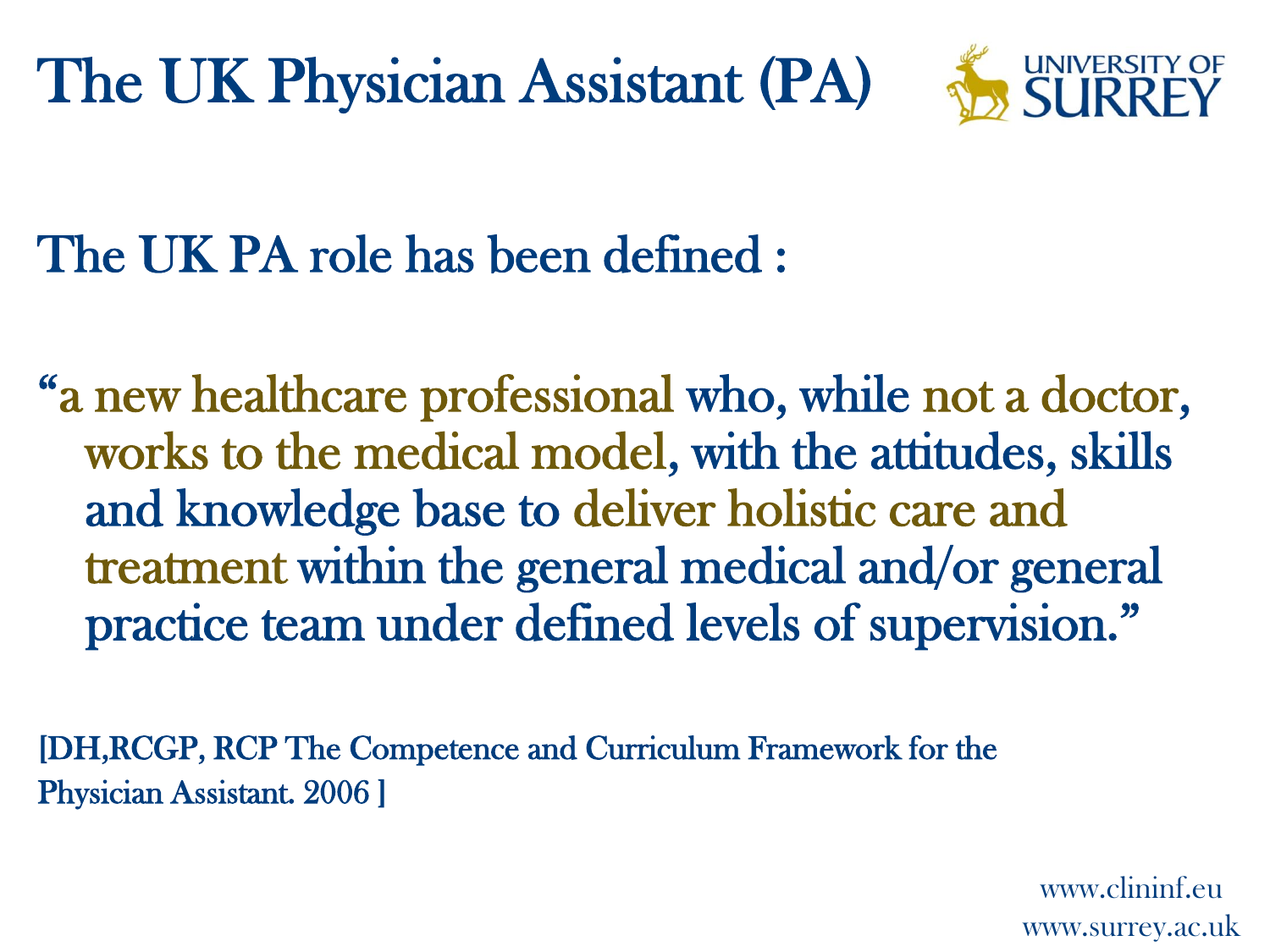# The UK Physician Assistant (PA)

The UK PA role has been defined :

"a new healthcare professional who, while not a doctor, works to the medical model, with the attitudes, skills and knowledge base to deliver holistic care and treatment within the general medical and/or general practice team under defined levels of supervision."

[DH,RCGP, RCP The Competence and Curriculum Framework for the Physician Assistant. 2006 ]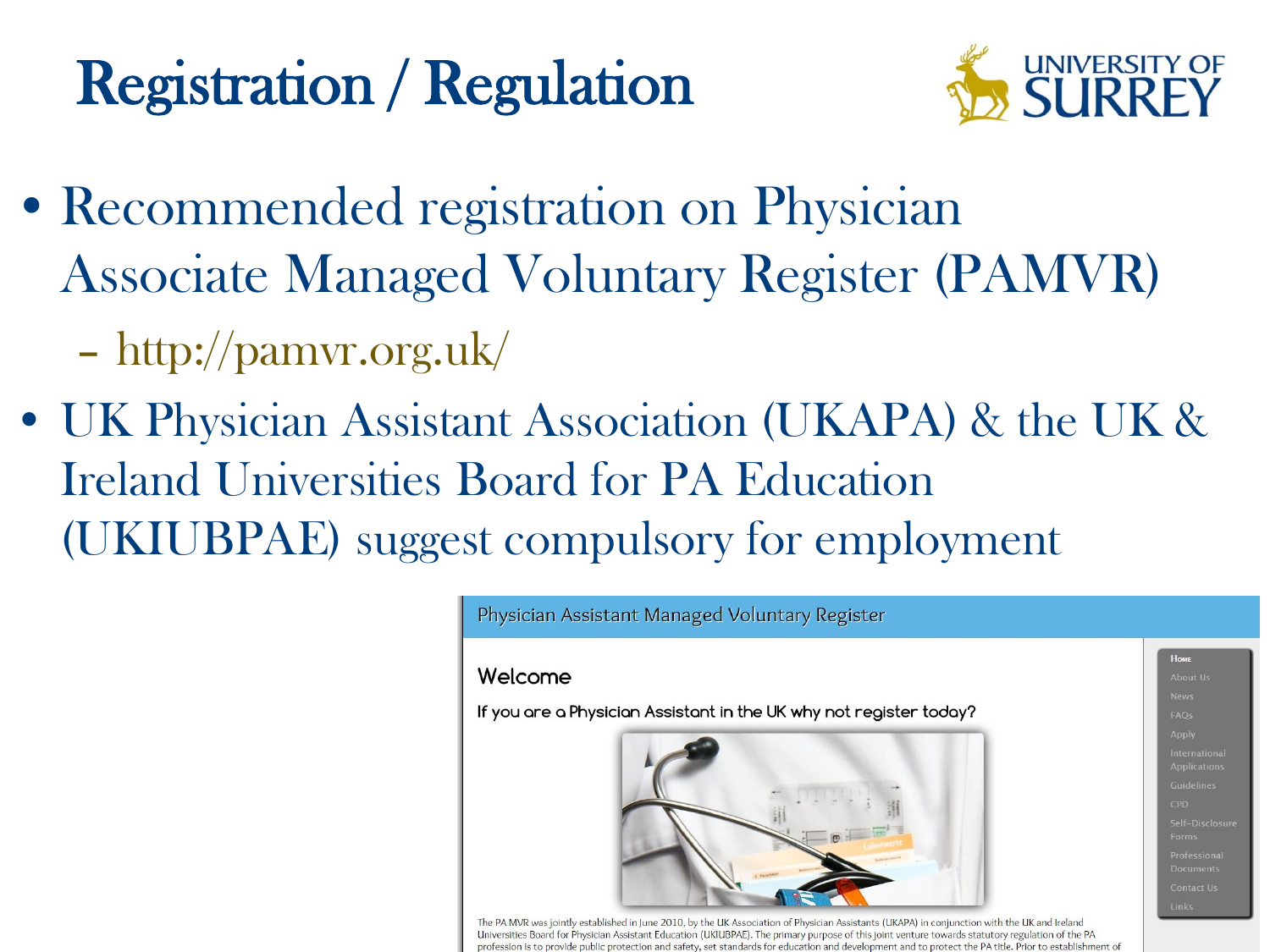# Registration / Regulation

- Recommended registration on Physician Associate Managed Voluntary Register (PAMVR)
  - http://pamvr.org.uk/
- UK Physician Assistant Association (UKAPA) & the UK & Ireland Universities Board for PA Education (UKIUBPAE) suggest compulsory for employment

Physician Assistant Managed Voluntary Register

Welcome

If you are a Physician Assistant in the UK why not register today?

Home
About Us
News
FAQs
Apply
International Applications
Guidelines
CPD
Self-Disclosure Forms
Professional Documents
Contact Us
Links

The PA MVR was jointly established in June 2010, by the UK Association of Physician Assistants (UKAPA) in conjunction with the UK and Ireland Universities Board for Physician Assistant Education (UKIUBPAE). The primary purpose of this joint venture towards statutory regulation of the PA profession is to provide public protection and safety, set standards for education and development and to protect the PA title. Prior to establishment of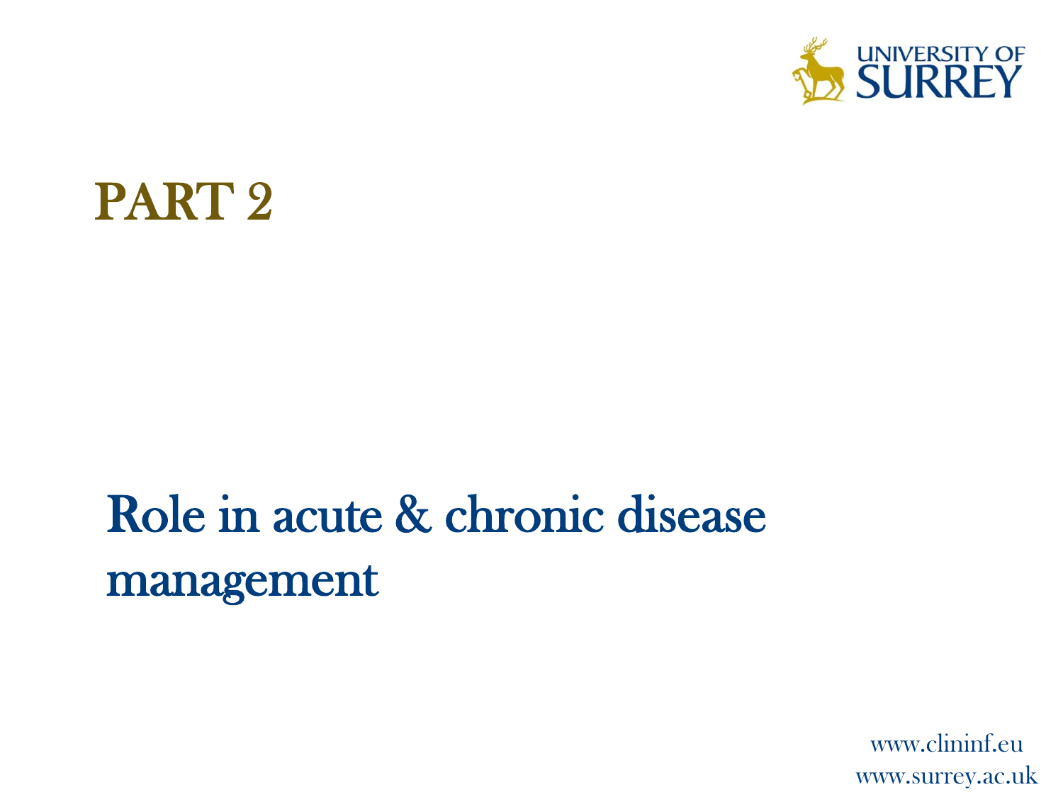# PART 2

## Role in acute & chronic disease management

www.clininf.eu
www.surrey.ac.uk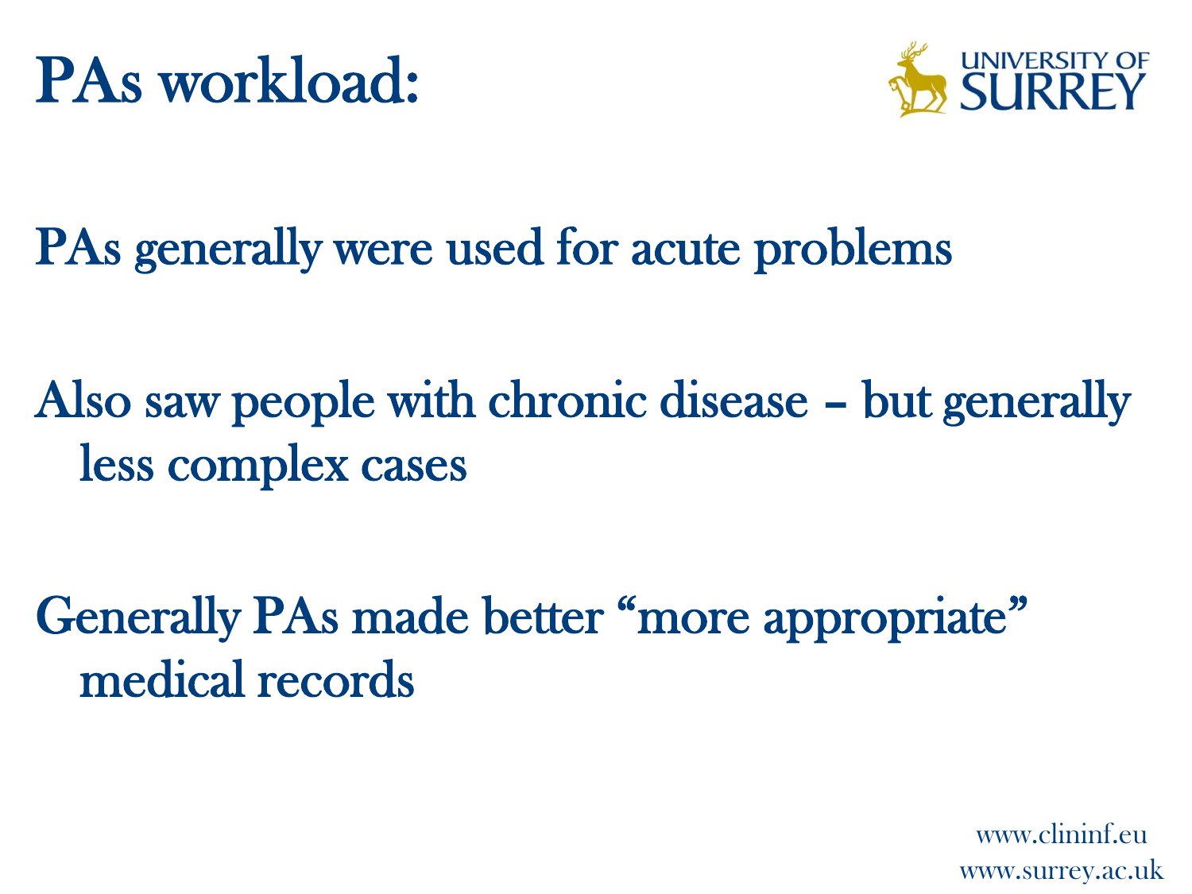# PAs workload:

PAs generally were used for acute problems

Also saw people with chronic disease – but generally less complex cases

Generally PAs made better "more appropriate" medical records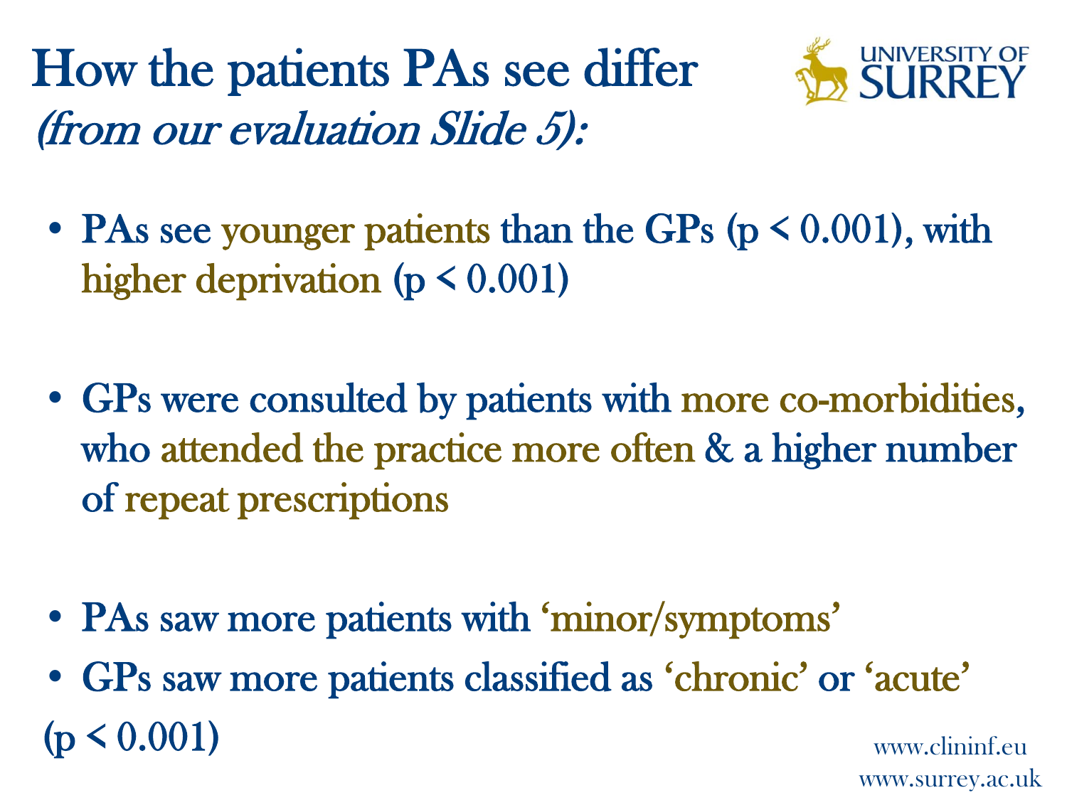# How the patients PAs see differ

*(from our evaluation Slide 5):*

- PAs see younger patients than the GPs ($p < 0.001$), with higher deprivation ($p < 0.001$)

- GPs were consulted by patients with more co-morbidities, who attended the practice more often & a higher number of repeat prescriptions

- PAs saw more patients with 'minor/symptoms'
- GPs saw more patients classified as 'chronic' or 'acute'

($p < 0.001$)

www.clininf.eu
www.surrey.ac.uk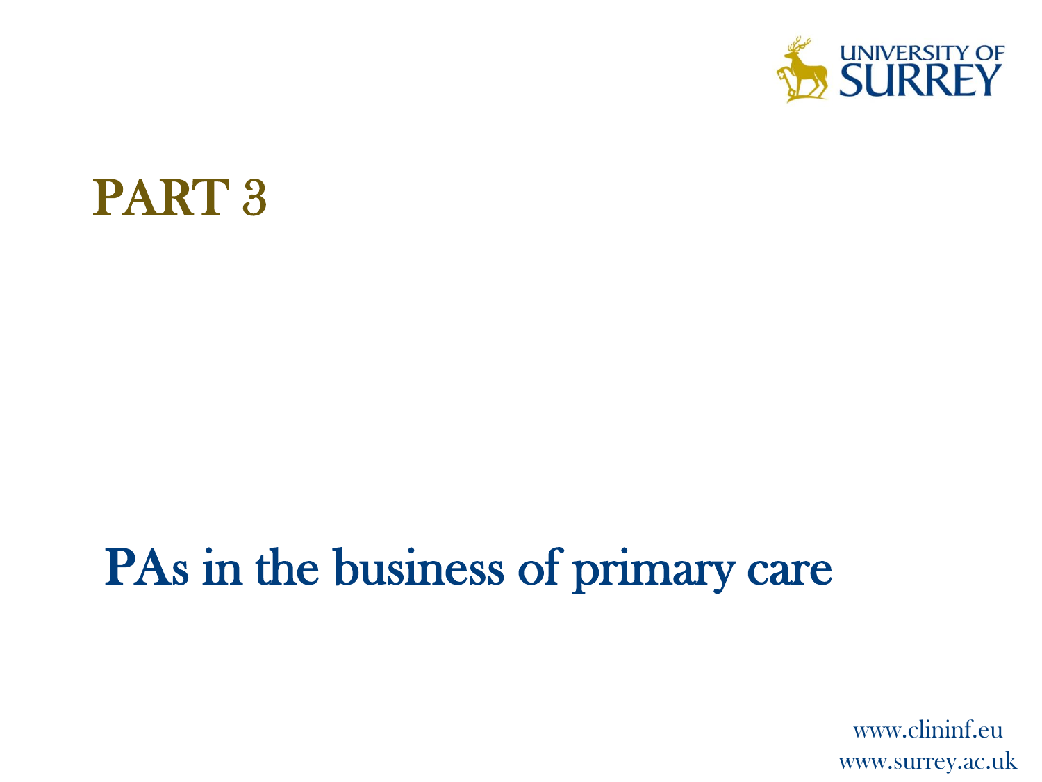# PART 3

## PAs in the business of primary care

www.clininf.eu
www.surrey.ac.uk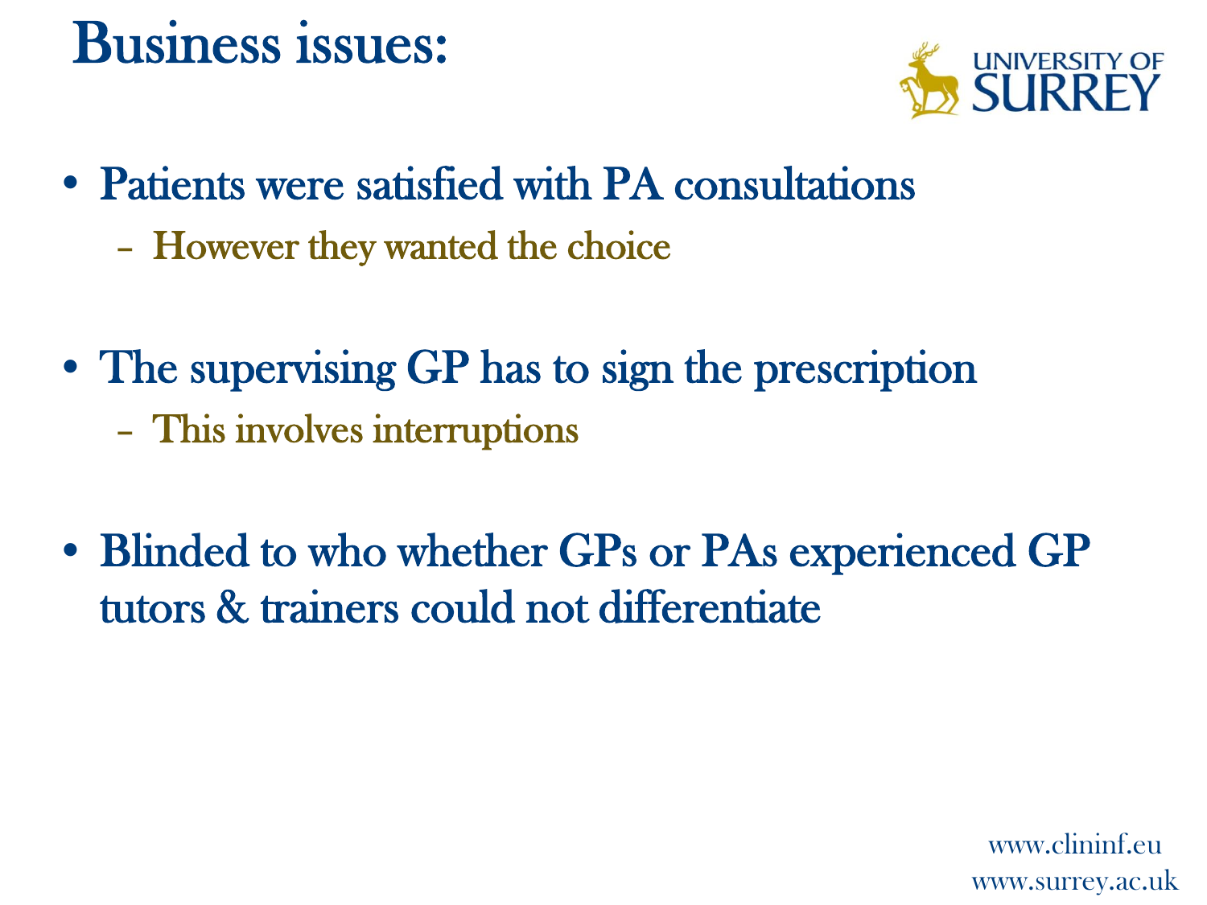# Business issues:

- Patients were satisfied with PA consultations
  - However they wanted the choice
- The supervising GP has to sign the prescription
  - This involves interruptions
- Blinded to who whether GPs or PAs experienced GP tutors & trainers could not differentiate

www.clininf.eu
www.surrey.ac.uk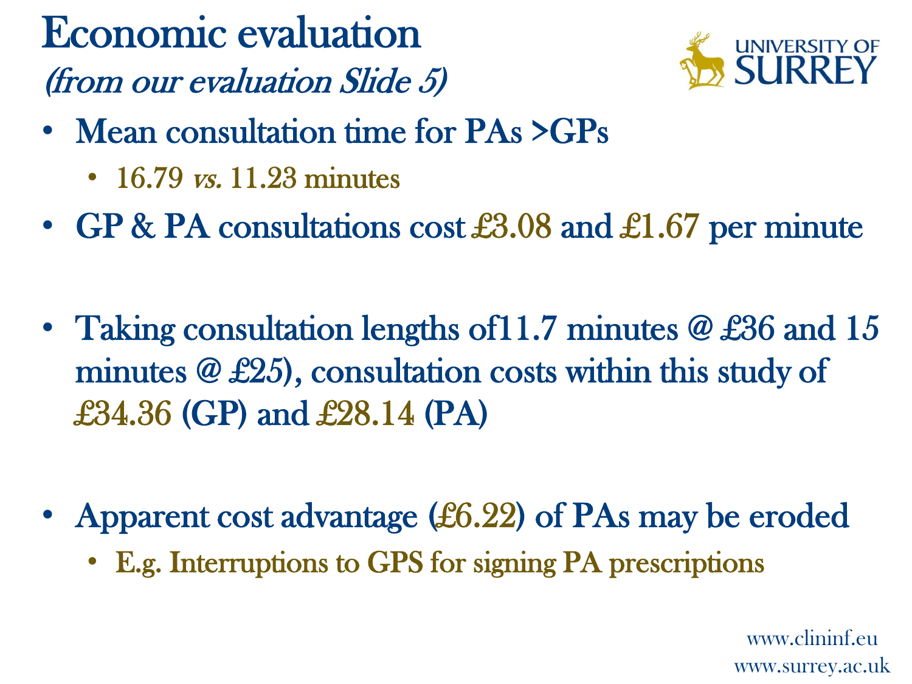# Economic evaluation

*(from our evaluation Slide 5)*

- Mean consultation time for PAs >GPs
  - 16.79 *vs.* 11.23 minutes
- GP & PA consultations cost £3.08 and £1.67 per minute
- Taking consultation lengths of11.7 minutes @ £36 and 15 minutes @ £25), consultation costs within this study of £34.36 (GP) and £28.14 (PA)
- Apparent cost advantage (£6.22) of PAs may be eroded
  - E.g. Interruptions to GPS for signing PA prescriptions

www.clininf.eu
www.surrey.ac.uk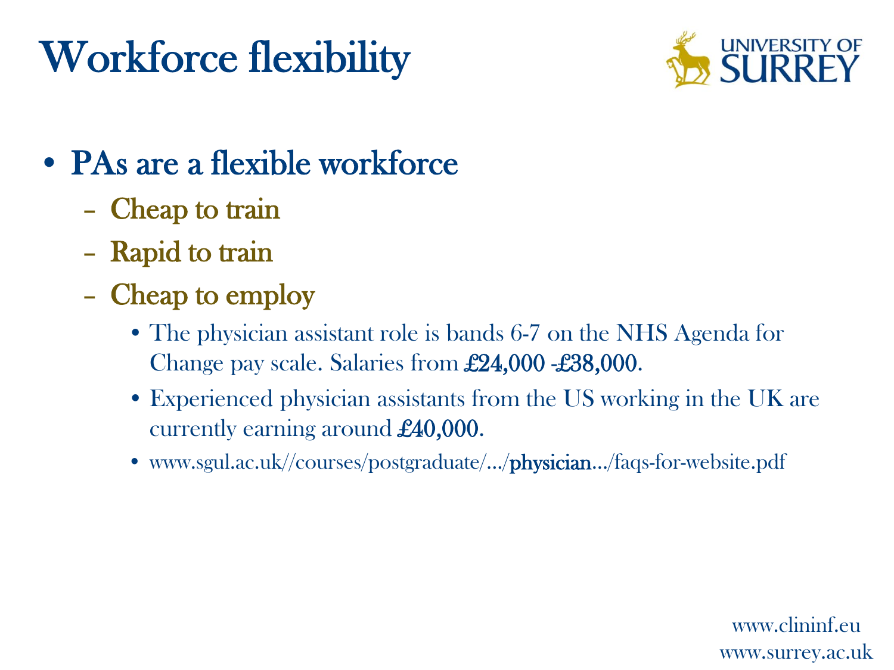# Workforce flexibility

- PAs are a flexible workforce
  - Cheap to train
  - Rapid to train
  - Cheap to employ
    - The physician assistant role is bands 6-7 on the NHS Agenda for Change pay scale. Salaries from £24,000 -£38,000.
    - Experienced physician assistants from the US working in the UK are currently earning around £40,000.
    - www.sgul.ac.uk//courses/postgraduate/.../physician.../faqs-for-website.pdf

www.clininf.eu
www.surrey.ac.uk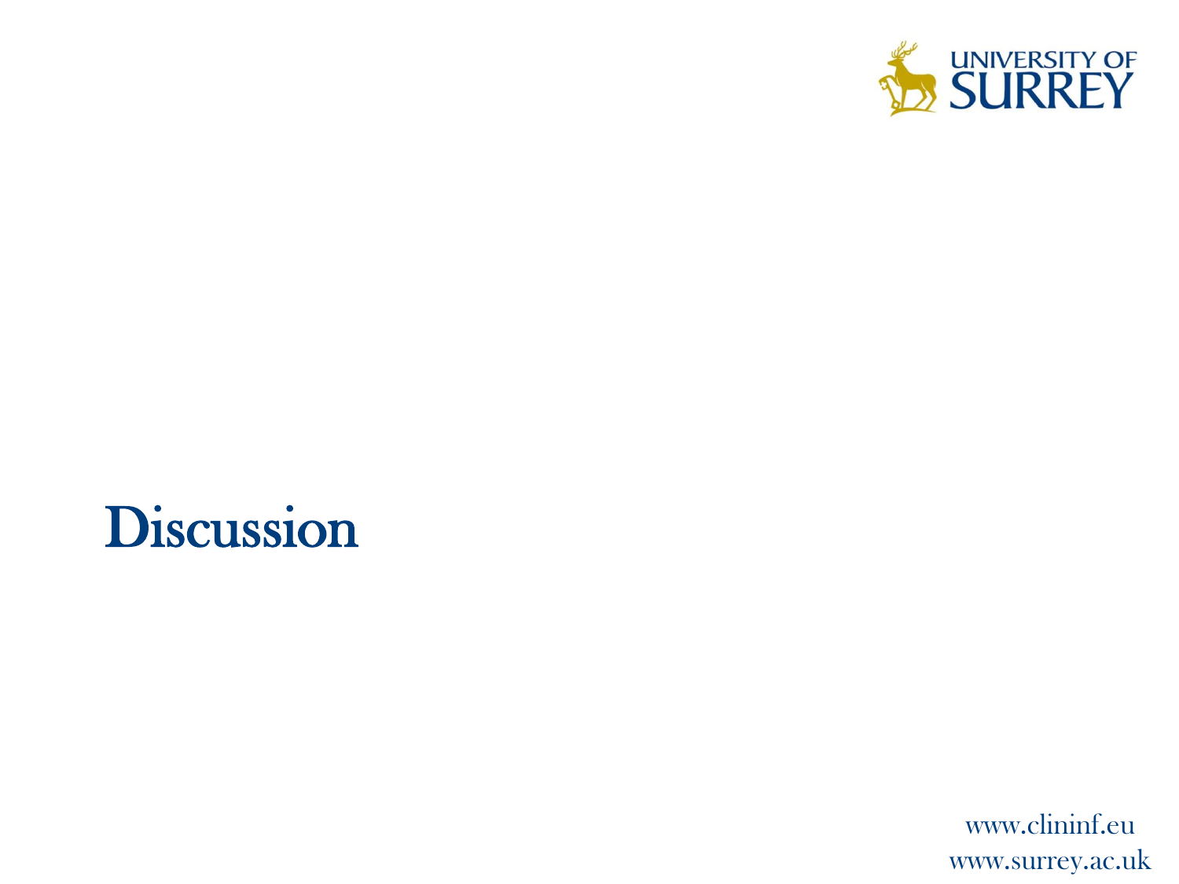# Discussion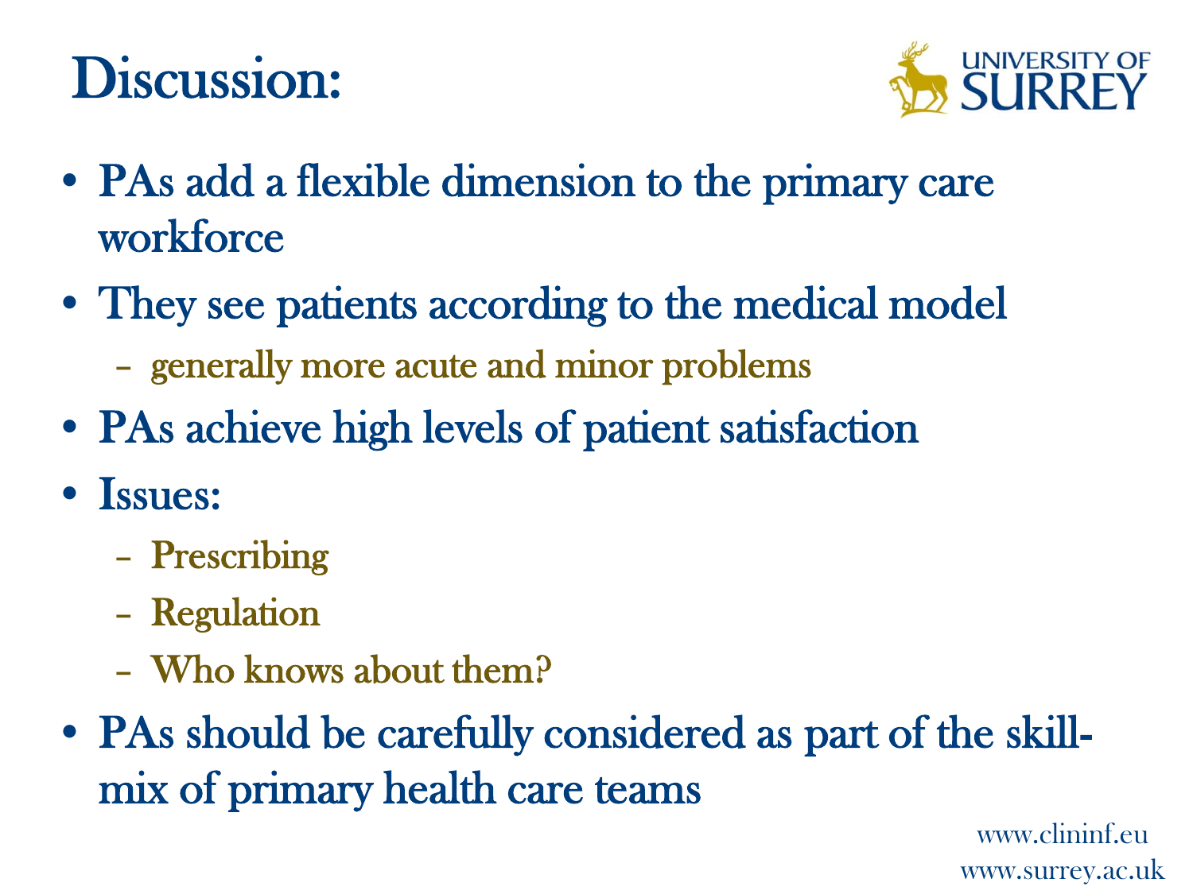# Discussion:

- PAs add a flexible dimension to the primary care workforce
- They see patients according to the medical model
  - generally more acute and minor problems
- PAs achieve high levels of patient satisfaction
- Issues:
  - Prescribing
  - Regulation
  - Who knows about them?
- PAs should be carefully considered as part of the skill-mix of primary health care teams

www.clininf.eu
www.surrey.ac.uk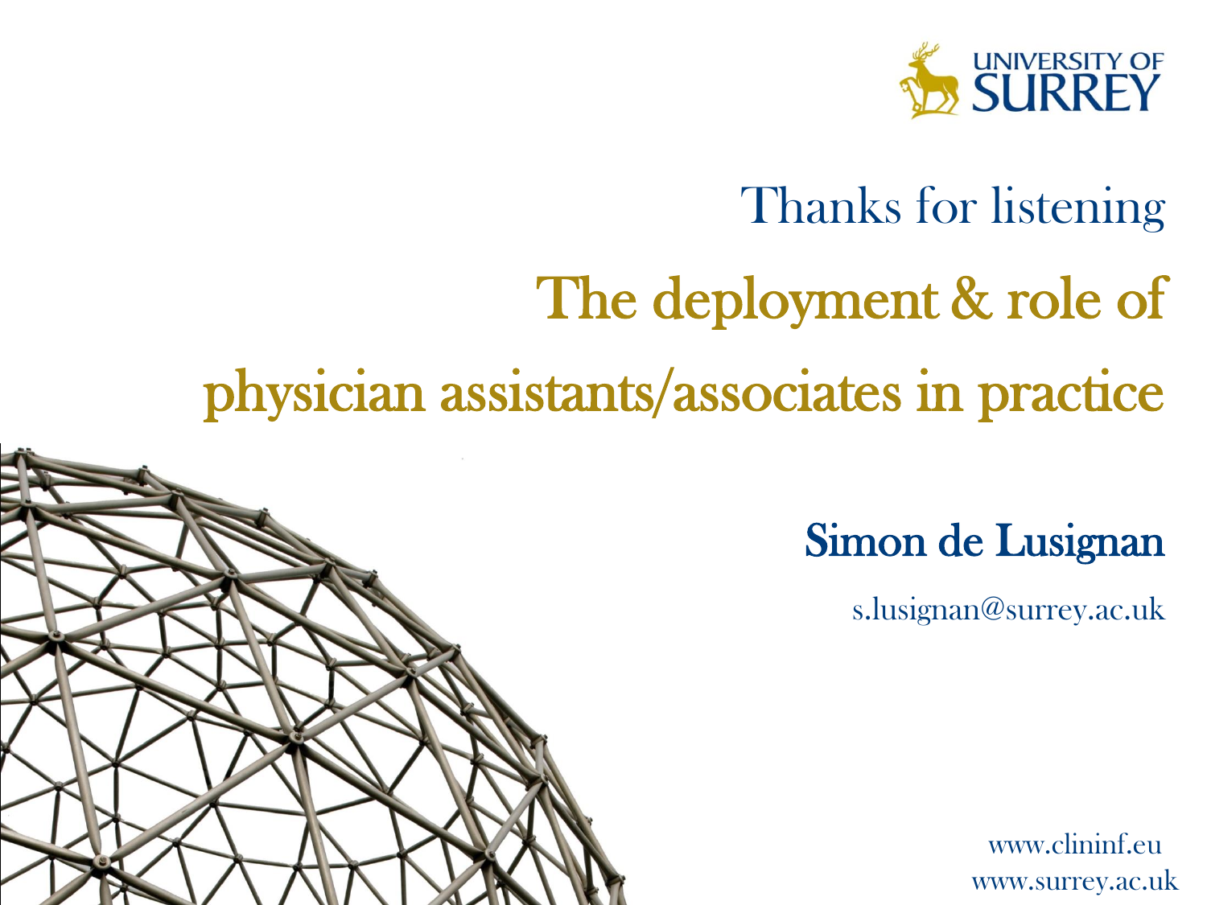UNIVERSITY OF SURREY

# Thanks for listening

## The deployment & role of physician assistants/associates in practice

**Simon de Lusignan**

s.lusignan@surrey.ac.uk

www.clininf.eu
www.surrey.ac.uk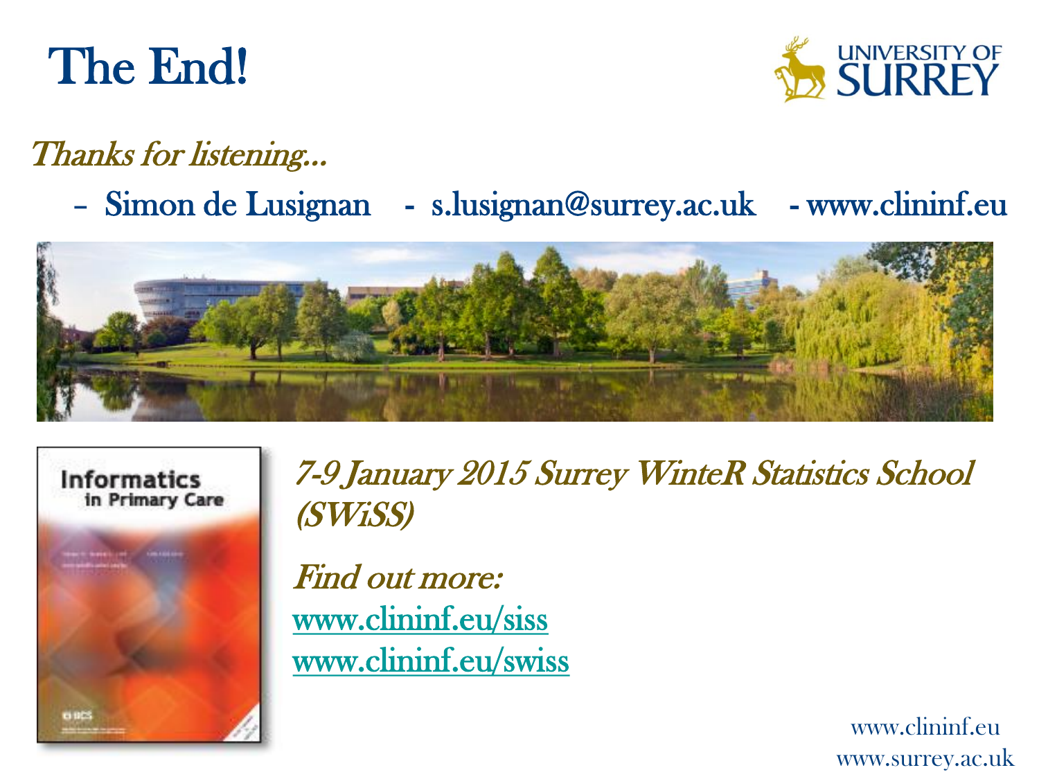# The End!

UNIVERSITY OF SURREY

*Thanks for listening...*

- Simon de Lusignan - s.lusignan@surrey.ac.uk - www.clininf.eu

*7-9 January 2015 Surrey WinteR Statistics School (SWiSS)*

*Find out more:*

www.clininf.eu/siss

www.clininf.eu/swiss

www.clininf.eu

www.surrey.ac.uk